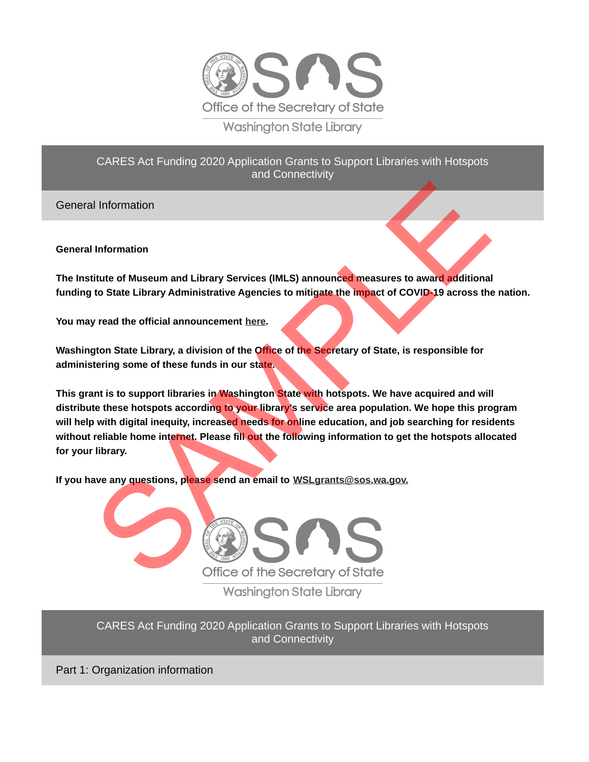Office of the Secretary of State

Washington State Library

# CARES Act Funding 2020 Application Grants to Support Libraries with Hotspots and Connectivity

## General Information

**General Information**

**The Institute of Museum and Library Services (IMLS) announced measures to award additional funding to State Library Administrative Agencies to mitigate the impact of COVID-19 across the nation.**

**You may read the official announcement here.**

**Washington State Library, a division of the Office of the Secretary of State, is responsible for administering some of these funds in our state.**

**This grant is to support libraries in Washington State with hotspots. We have acquired and will distribute these hotspots according to your library's service area population. We hope this program will help with digital inequity, increased needs for online education, and job searching for residents without reliable home internet. Please fill out the following information to get the hotspots allocated for your library.**

**If you have any questions, please send an email to WSLgrants@sos.wa.gov.**

Office of the Secretary of State

Washington State Library

# CARES Act Funding 2020 Application Grants to Support Libraries with Hotspots and Connectivity

## Part 1: Organization information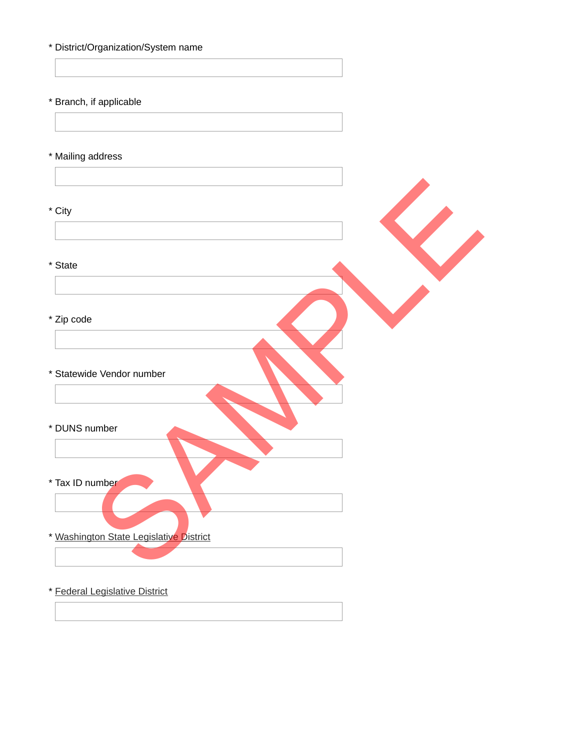* District/Organization/System name

* Branch, if applicable

* Mailing address

* City

* State

* Zip code

* Statewide Vendor number

* DUNS number

* Tax ID number

* Washington State Legislative District

* Federal Legislative District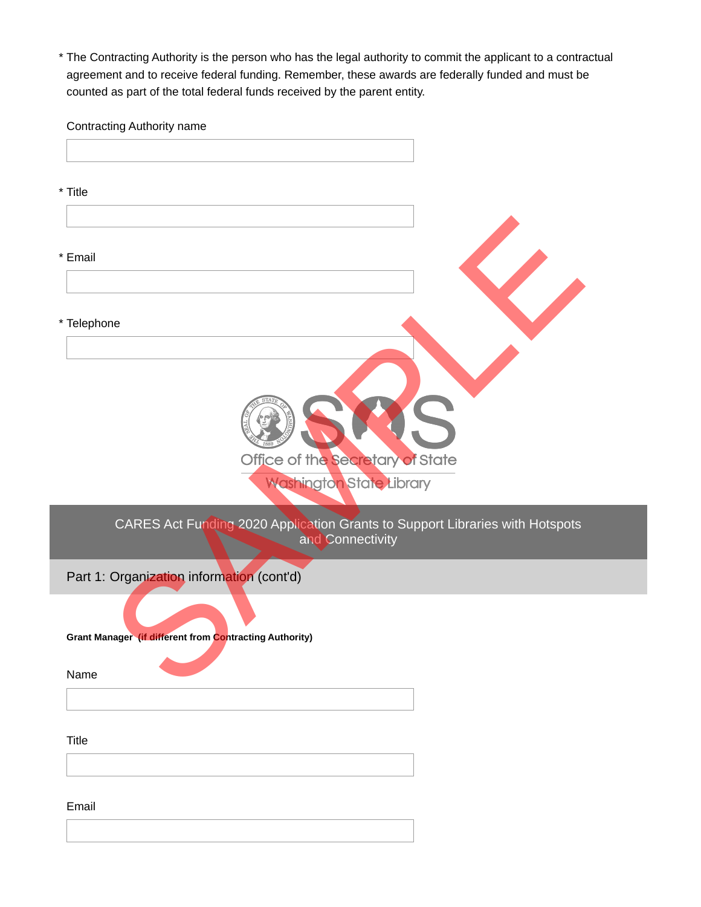* The Contracting Authority is the person who has the legal authority to commit the applicant to a contractual agreement and to receive federal funding. Remember, these awards are federally funded and must be counted as part of the total federal funds received by the parent entity.

Contracting Authority name

* Title

* Email

* Telephone

Office of the Secretary of State

Washington State Library

## CARES Act Funding 2020 Application Grants to Support Libraries with Hotspots and Connectivity

### Part 1: Organization information (cont'd)

**Grant Manager (if different from Contracting Authority)**

Name

Title

Email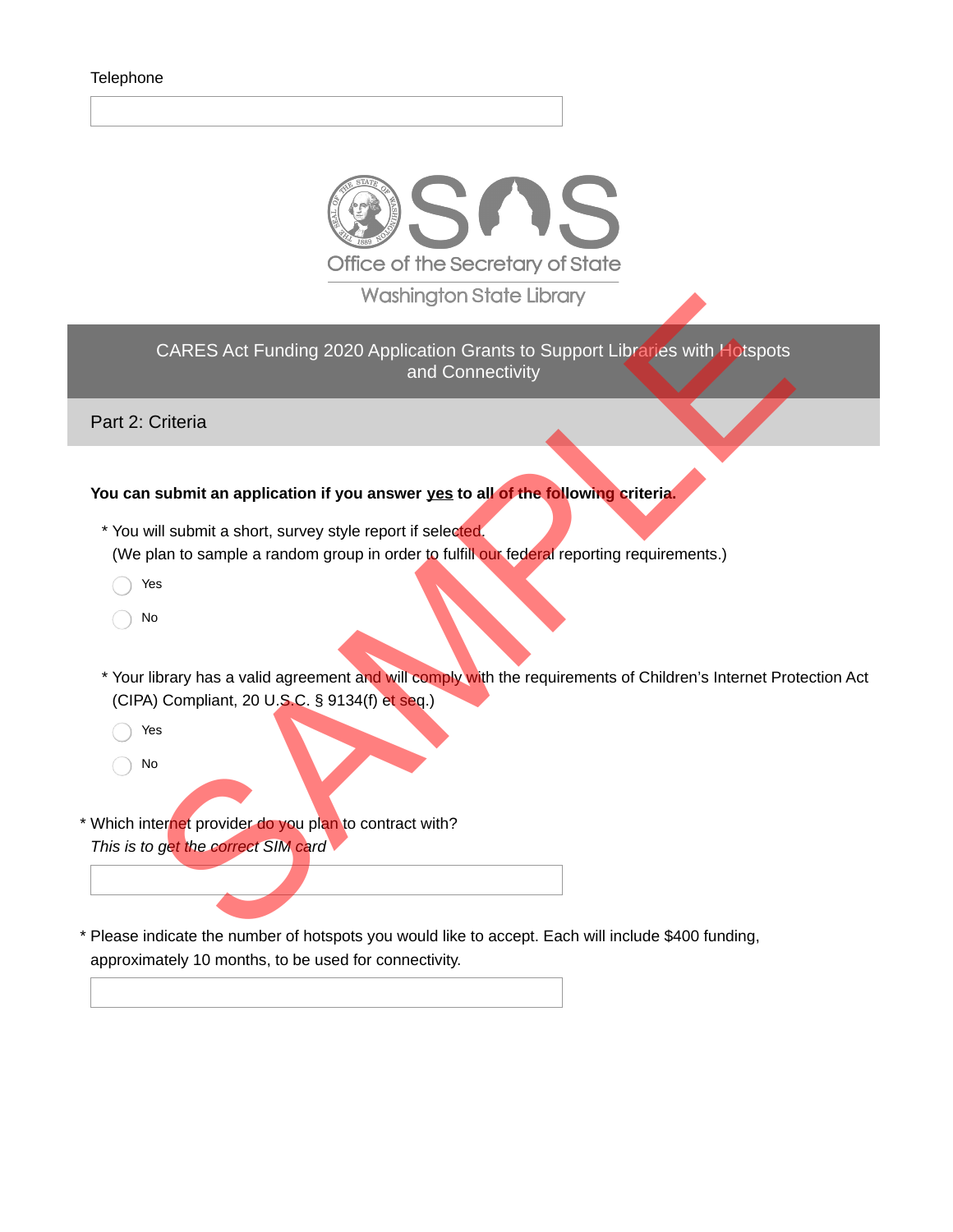Telephone

Office of the Secretary of State
Washington State Library

## CARES Act Funding 2020 Application Grants to Support Libraries with Hotspots and Connectivity

### Part 2: Criteria

**You can submit an application if you answer yes to all of the following criteria.**

\* You will submit a short, survey style report if selected.
(We plan to sample a random group in order to fulfill our federal reporting requirements.)

- Yes
- No

\* Your library has a valid agreement and will comply with the requirements of Children's Internet Protection Act (CIPA) Compliant, 20 U.S.C. § 9134(f) et seq.)

- Yes
- No

\* Which internet provider do you plan to contract with?
*This is to get the correct SIM card*

\* Please indicate the number of hotspots you would like to accept. Each will include $400 funding, approximately 10 months, to be used for connectivity.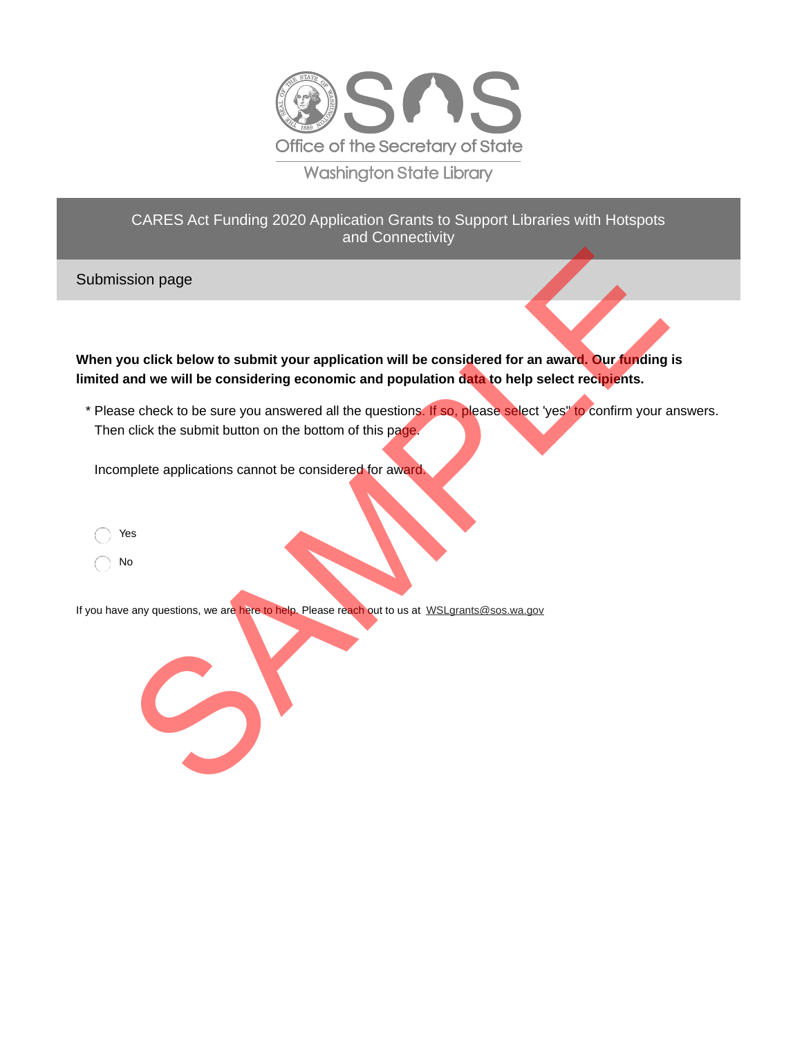Office of the Secretary of State

Washington State Library

# CARES Act Funding 2020 Application Grants to Support Libraries with Hotspots and Connectivity

## Submission page

**When you click below to submit your application will be considered for an award. Our funding is limited and we will be considering economic and population data to help select recipients.**

* Please check to be sure you answered all the questions. If so, please select 'yes" to confirm your answers. Then click the submit button on the bottom of this page.

Incomplete applications cannot be considered for award.

- ◯ Yes
- ◯ No

If you have any questions, we are here to help. Please reach out to us at WSLgrants@sos.wa.gov

SAMPLE